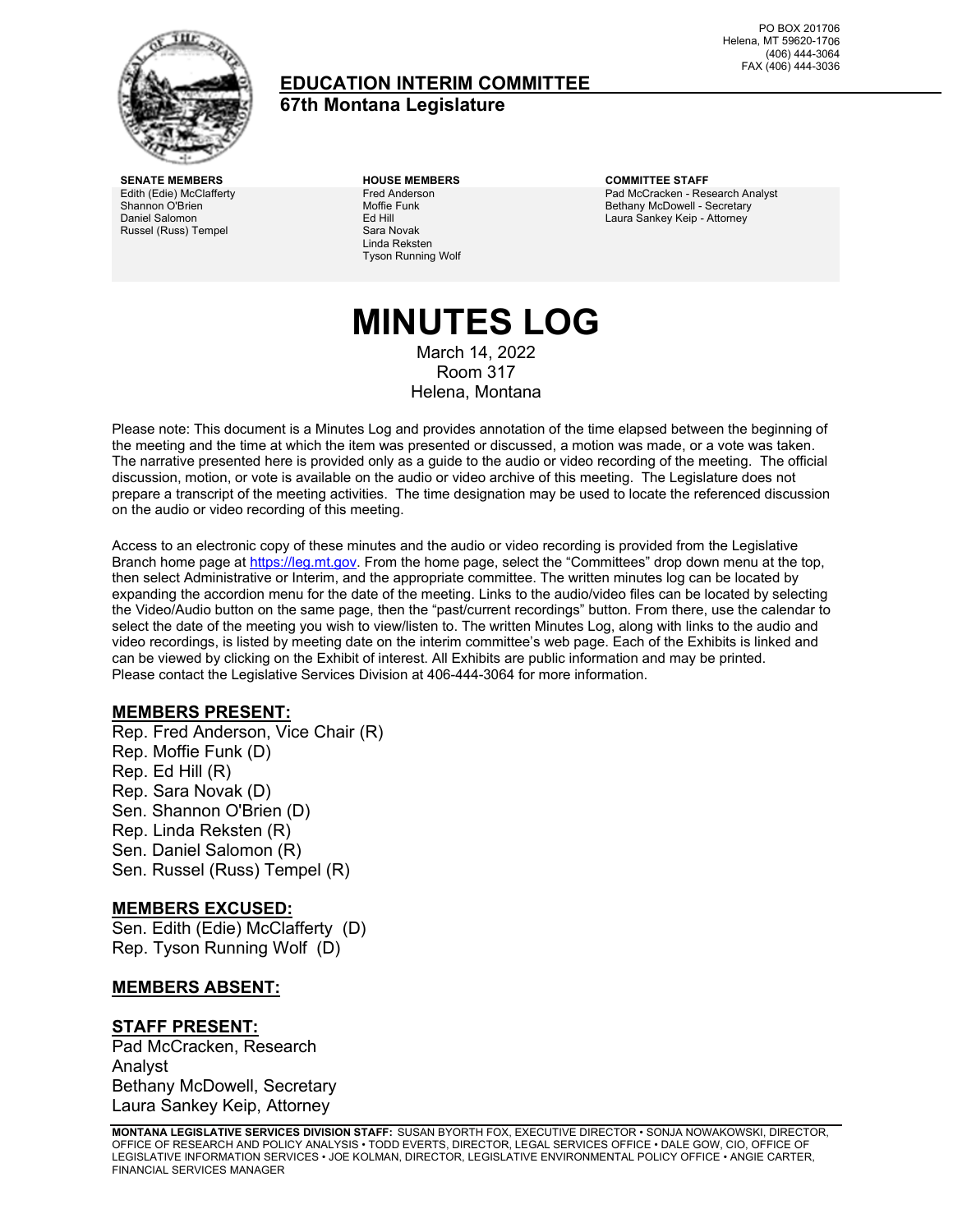PO BOX 201706
Helena, MT 59620-1706
(406) 444-3064
FAX (406) 444-3036

# EDUCATION INTERIM COMMITTEE

## 67th Montana Legislature

**SENATE MEMBERS**
Edith (Edie) McClafferty
Shannon O'Brien
Daniel Salomon
Russel (Russ) Tempel

**HOUSE MEMBERS**
Fred Anderson
Moffie Funk
Ed Hill
Sara Novak
Linda Reksten
Tyson Running Wolf

**COMMITTEE STAFF**
Pad McCracken - Research Analyst
Bethany McDowell - Secretary
Laura Sankey Keip - Attorney

# MINUTES LOG

March 14, 2022
Room 317
Helena, Montana

Please note: This document is a Minutes Log and provides annotation of the time elapsed between the beginning of the meeting and the time at which the item was presented or discussed, a motion was made, or a vote was taken. The narrative presented here is provided only as a guide to the audio or video recording of the meeting. The official discussion, motion, or vote is available on the audio or video archive of this meeting. The Legislature does not prepare a transcript of the meeting activities. The time designation may be used to locate the referenced discussion on the audio or video recording of this meeting.

Access to an electronic copy of these minutes and the audio or video recording is provided from the Legislative Branch home page at https://leg.mt.gov. From the home page, select the "Committees" drop down menu at the top, then select Administrative or Interim, and the appropriate committee. The written minutes log can be located by expanding the accordion menu for the date of the meeting. Links to the audio/video files can be located by selecting the Video/Audio button on the same page, then the "past/current recordings" button. From there, use the calendar to select the date of the meeting you wish to view/listen to. The written Minutes Log, along with links to the audio and video recordings, is listed by meeting date on the interim committee's web page. Each of the Exhibits is linked and can be viewed by clicking on the Exhibit of interest. All Exhibits are public information and may be printed. Please contact the Legislative Services Division at 406-444-3064 for more information.

## MEMBERS PRESENT:

Rep. Fred Anderson, Vice Chair (R)
Rep. Moffie Funk (D)
Rep. Ed Hill (R)
Rep. Sara Novak (D)
Sen. Shannon O'Brien (D)
Rep. Linda Reksten (R)
Sen. Daniel Salomon (R)
Sen. Russel (Russ) Tempel (R)

## MEMBERS EXCUSED:

Sen. Edith (Edie) McClafferty (D)
Rep. Tyson Running Wolf (D)

## MEMBERS ABSENT:

## STAFF PRESENT:

Pad McCracken, Research Analyst
Bethany McDowell, Secretary
Laura Sankey Keip, Attorney

**MONTANA LEGISLATIVE SERVICES DIVISION STAFF:** SUSAN BYORTH FOX, EXECUTIVE DIRECTOR • SONJA NOWAKOWSKI, DIRECTOR, OFFICE OF RESEARCH AND POLICY ANALYSIS • TODD EVERTS, DIRECTOR, LEGAL SERVICES OFFICE • DALE GOW, CIO, OFFICE OF LEGISLATIVE INFORMATION SERVICES • JOE KOLMAN, DIRECTOR, LEGISLATIVE ENVIRONMENTAL POLICY OFFICE • ANGIE CARTER, FINANCIAL SERVICES MANAGER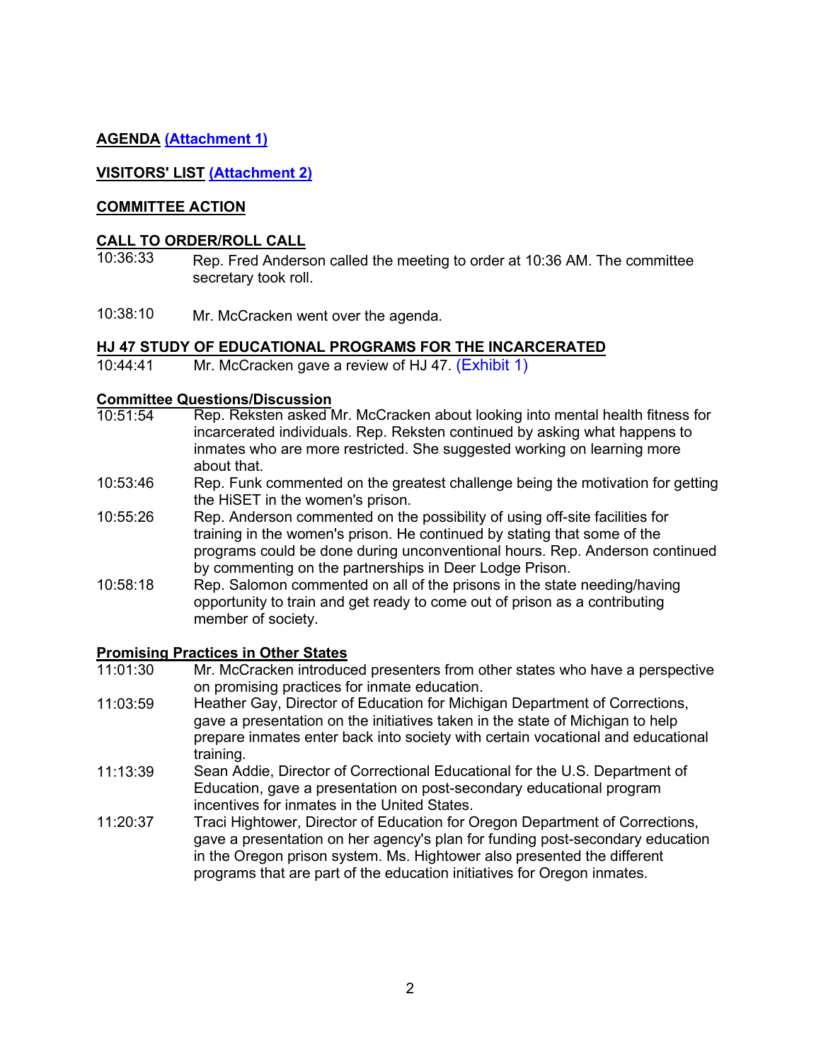**AGENDA (Attachment 1)**

**VISITORS' LIST (Attachment 2)**

**COMMITTEE ACTION**

**CALL TO ORDER/ROLL CALL**

10:36:33 Rep. Fred Anderson called the meeting to order at 10:36 AM. The committee secretary took roll.

10:38:10 Mr. McCracken went over the agenda.

**HJ 47 STUDY OF EDUCATIONAL PROGRAMS FOR THE INCARCERATED**

10:44:41 Mr. McCracken gave a review of HJ 47. (Exhibit 1)

**Committee Questions/Discussion**

10:51:54 Rep. Reksten asked Mr. McCracken about looking into mental health fitness for incarcerated individuals. Rep. Reksten continued by asking what happens to inmates who are more restricted. She suggested working on learning more about that.

10:53:46 Rep. Funk commented on the greatest challenge being the motivation for getting the HiSET in the women's prison.

10:55:26 Rep. Anderson commented on the possibility of using off-site facilities for training in the women's prison. He continued by stating that some of the programs could be done during unconventional hours. Rep. Anderson continued by commenting on the partnerships in Deer Lodge Prison.

10:58:18 Rep. Salomon commented on all of the prisons in the state needing/having opportunity to train and get ready to come out of prison as a contributing member of society.

**Promising Practices in Other States**

11:01:30 Mr. McCracken introduced presenters from other states who have a perspective on promising practices for inmate education.

11:03:59 Heather Gay, Director of Education for Michigan Department of Corrections, gave a presentation on the initiatives taken in the state of Michigan to help prepare inmates enter back into society with certain vocational and educational training.

11:13:39 Sean Addie, Director of Correctional Educational for the U.S. Department of Education, gave a presentation on post-secondary educational program incentives for inmates in the United States.

11:20:37 Traci Hightower, Director of Education for Oregon Department of Corrections, gave a presentation on her agency's plan for funding post-secondary education in the Oregon prison system. Ms. Hightower also presented the different programs that are part of the education initiatives for Oregon inmates.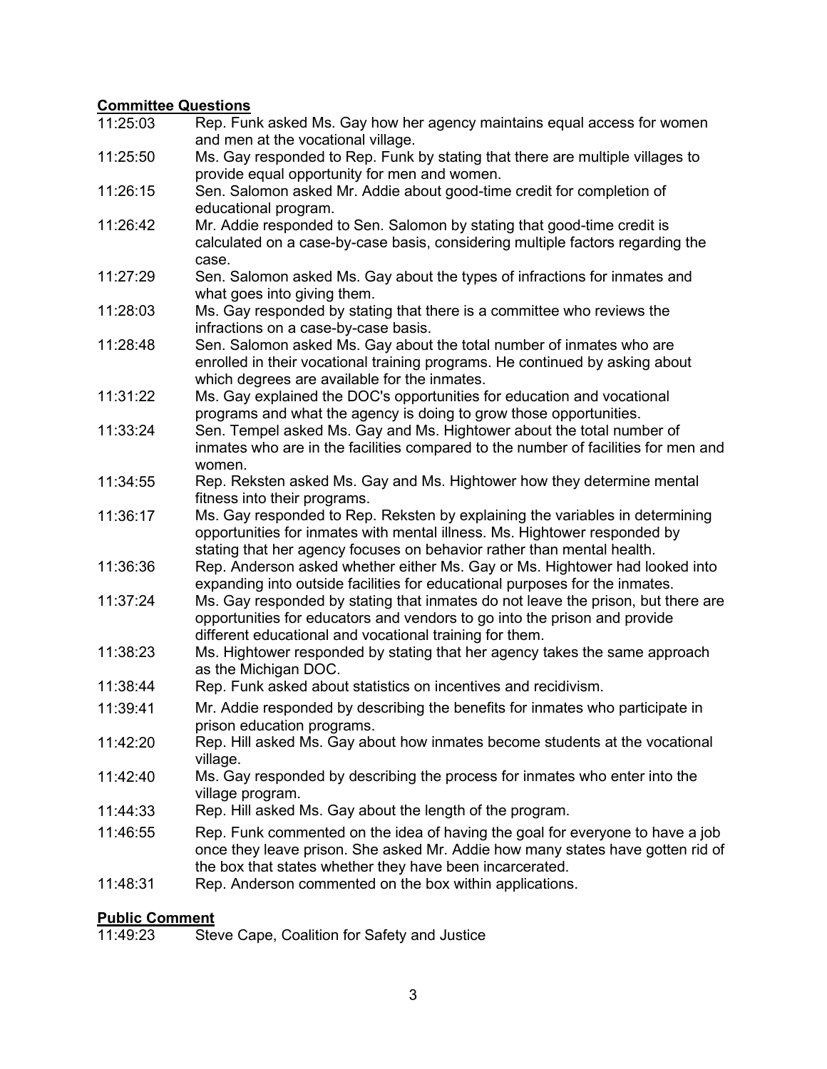**Committee Questions**

| | |
|---|---|
| 11:25:03 | Rep. Funk asked Ms. Gay how her agency maintains equal access for women and men at the vocational village. |
| 11:25:50 | Ms. Gay responded to Rep. Funk by stating that there are multiple villages to provide equal opportunity for men and women. |
| 11:26:15 | Sen. Salomon asked Mr. Addie about good-time credit for completion of educational program. |
| 11:26:42 | Mr. Addie responded to Sen. Salomon by stating that good-time credit is calculated on a case-by-case basis, considering multiple factors regarding the case. |
| 11:27:29 | Sen. Salomon asked Ms. Gay about the types of infractions for inmates and what goes into giving them. |
| 11:28:03 | Ms. Gay responded by stating that there is a committee who reviews the infractions on a case-by-case basis. |
| 11:28:48 | Sen. Salomon asked Ms. Gay about the total number of inmates who are enrolled in their vocational training programs. He continued by asking about which degrees are available for the inmates. |
| 11:31:22 | Ms. Gay explained the DOC's opportunities for education and vocational programs and what the agency is doing to grow those opportunities. |
| 11:33:24 | Sen. Tempel asked Ms. Gay and Ms. Hightower about the total number of inmates who are in the facilities compared to the number of facilities for men and women. |
| 11:34:55 | Rep. Reksten asked Ms. Gay and Ms. Hightower how they determine mental fitness into their programs. |
| 11:36:17 | Ms. Gay responded to Rep. Reksten by explaining the variables in determining opportunities for inmates with mental illness. Ms. Hightower responded by stating that her agency focuses on behavior rather than mental health. |
| 11:36:36 | Rep. Anderson asked whether either Ms. Gay or Ms. Hightower had looked into expanding into outside facilities for educational purposes for the inmates. |
| 11:37:24 | Ms. Gay responded by stating that inmates do not leave the prison, but there are opportunities for educators and vendors to go into the prison and provide different educational and vocational training for them. |
| 11:38:23 | Ms. Hightower responded by stating that her agency takes the same approach as the Michigan DOC. |
| 11:38:44 | Rep. Funk asked about statistics on incentives and recidivism. |
| 11:39:41 | Mr. Addie responded by describing the benefits for inmates who participate in prison education programs. |
| 11:42:20 | Rep. Hill asked Ms. Gay about how inmates become students at the vocational village. |
| 11:42:40 | Ms. Gay responded by describing the process for inmates who enter into the village program. |
| 11:44:33 | Rep. Hill asked Ms. Gay about the length of the program. |
| 11:46:55 | Rep. Funk commented on the idea of having the goal for everyone to have a job once they leave prison. She asked Mr. Addie how many states have gotten rid of the box that states whether they have been incarcerated. |
| 11:48:31 | Rep. Anderson commented on the box within applications. |

**Public Comment**

| | |
|---|---|
| 11:49:23 | Steve Cape, Coalition for Safety and Justice |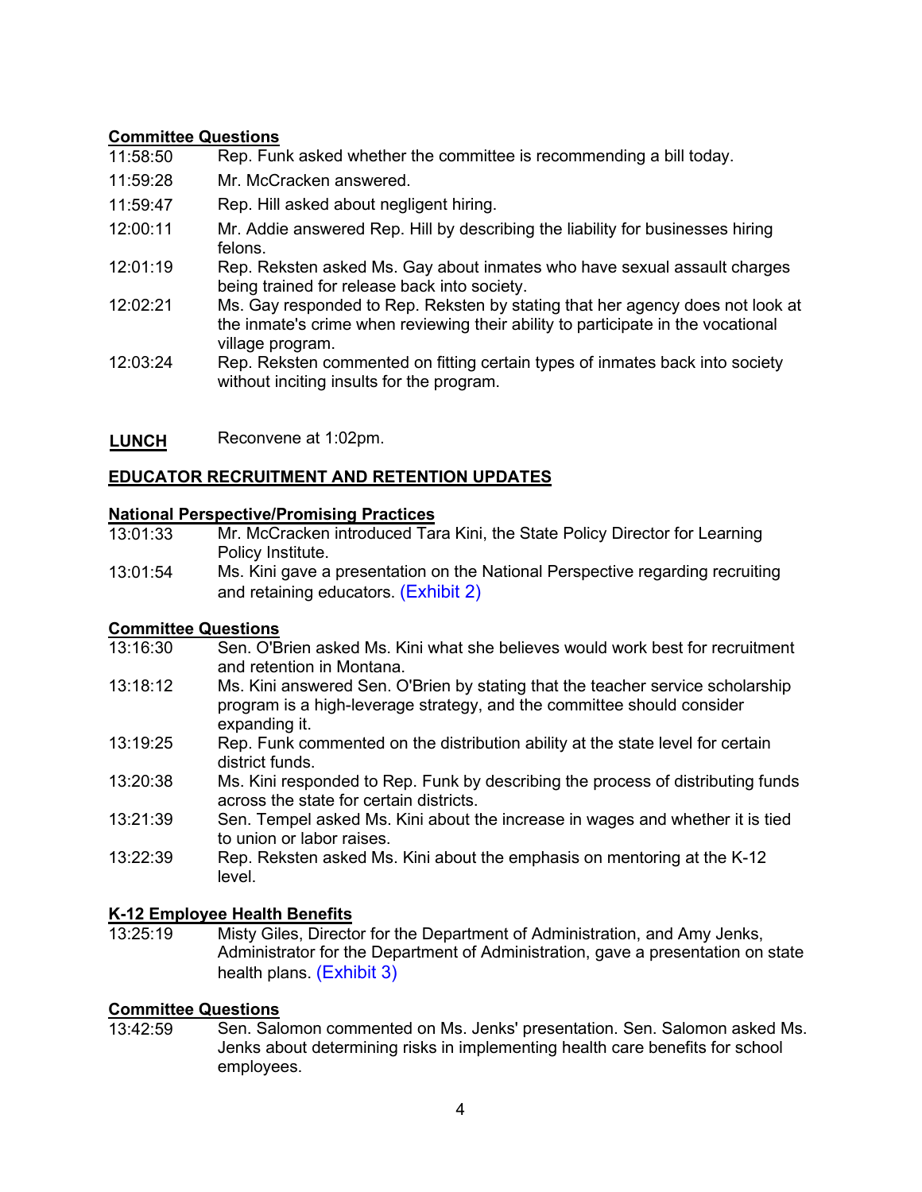**Committee Questions**

| | |
|---|---|
| 11:58:50 | Rep. Funk asked whether the committee is recommending a bill today. |
| 11:59:28 | Mr. McCracken answered. |
| 11:59:47 | Rep. Hill asked about negligent hiring. |
| 12:00:11 | Mr. Addie answered Rep. Hill by describing the liability for businesses hiring felons. |
| 12:01:19 | Rep. Reksten asked Ms. Gay about inmates who have sexual assault charges being trained for release back into society. |
| 12:02:21 | Ms. Gay responded to Rep. Reksten by stating that her agency does not look at the inmate's crime when reviewing their ability to participate in the vocational village program. |
| 12:03:24 | Rep. Reksten commented on fitting certain types of inmates back into society without inciting insults for the program. |

**LUNCH** Reconvene at 1:02pm.

## EDUCATOR RECRUITMENT AND RETENTION UPDATES

**National Perspective/Promising Practices**

| | |
|---|---|
| 13:01:33 | Mr. McCracken introduced Tara Kini, the State Policy Director for Learning Policy Institute. |
| 13:01:54 | Ms. Kini gave a presentation on the National Perspective regarding recruiting and retaining educators. (Exhibit 2) |

**Committee Questions**

| | |
|---|---|
| 13:16:30 | Sen. O'Brien asked Ms. Kini what she believes would work best for recruitment and retention in Montana. |
| 13:18:12 | Ms. Kini answered Sen. O'Brien by stating that the teacher service scholarship program is a high-leverage strategy, and the committee should consider expanding it. |
| 13:19:25 | Rep. Funk commented on the distribution ability at the state level for certain district funds. |
| 13:20:38 | Ms. Kini responded to Rep. Funk by describing the process of distributing funds across the state for certain districts. |
| 13:21:39 | Sen. Tempel asked Ms. Kini about the increase in wages and whether it is tied to union or labor raises. |
| 13:22:39 | Rep. Reksten asked Ms. Kini about the emphasis on mentoring at the K-12 level. |

**K-12 Employee Health Benefits**

| | |
|---|---|
| 13:25:19 | Misty Giles, Director for the Department of Administration, and Amy Jenks, Administrator for the Department of Administration, gave a presentation on state health plans. (Exhibit 3) |

**Committee Questions**

| | |
|---|---|
| 13:42:59 | Sen. Salomon commented on Ms. Jenks' presentation. Sen. Salomon asked Ms. Jenks about determining risks in implementing health care benefits for school employees. |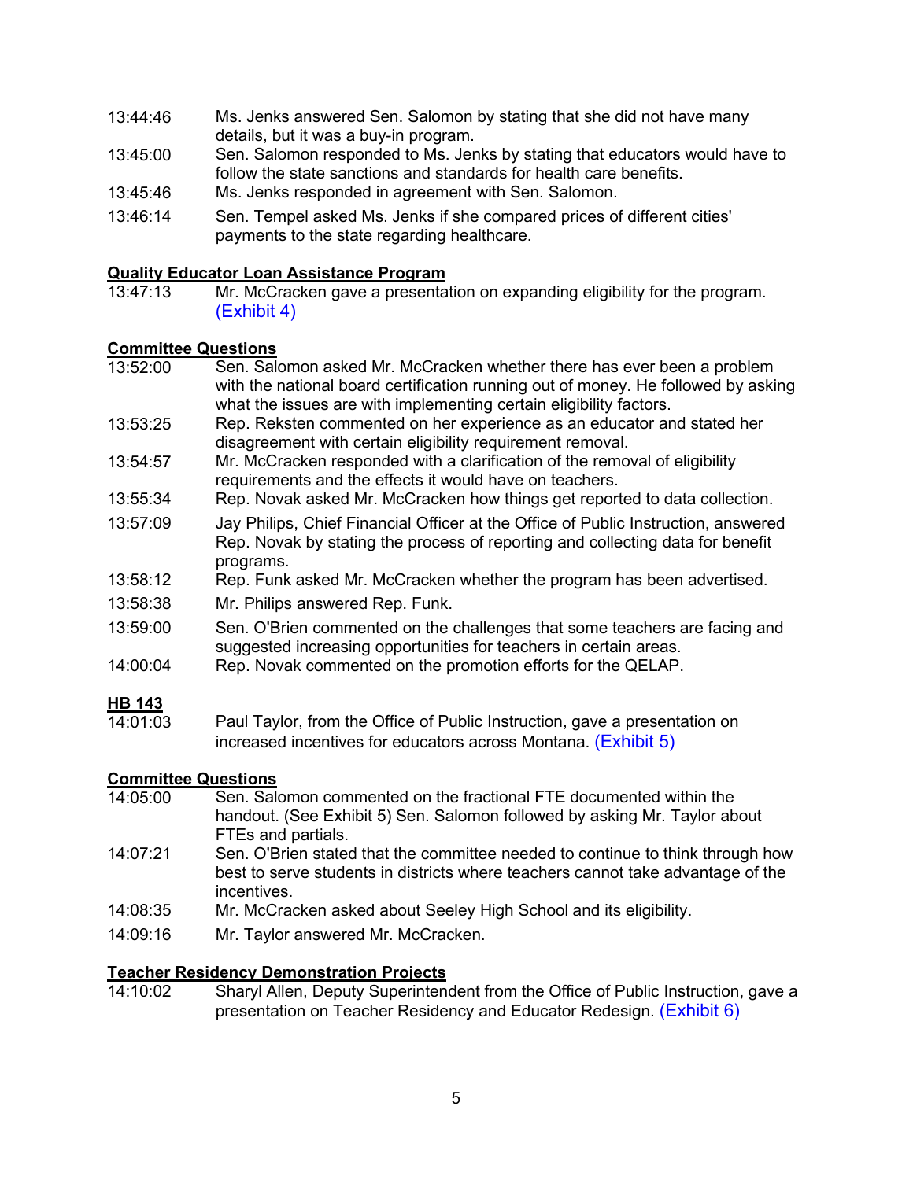13:44:46 Ms. Jenks answered Sen. Salomon by stating that she did not have many details, but it was a buy-in program.

13:45:00 Sen. Salomon responded to Ms. Jenks by stating that educators would have to follow the state sanctions and standards for health care benefits.

13:45:46 Ms. Jenks responded in agreement with Sen. Salomon.

13:46:14 Sen. Tempel asked Ms. Jenks if she compared prices of different cities' payments to the state regarding healthcare.

**Quality Educator Loan Assistance Program**

13:47:13 Mr. McCracken gave a presentation on expanding eligibility for the program. (Exhibit 4)

**Committee Questions**

13:52:00 Sen. Salomon asked Mr. McCracken whether there has ever been a problem with the national board certification running out of money. He followed by asking what the issues are with implementing certain eligibility factors.

13:53:25 Rep. Reksten commented on her experience as an educator and stated her disagreement with certain eligibility requirement removal.

13:54:57 Mr. McCracken responded with a clarification of the removal of eligibility requirements and the effects it would have on teachers.

13:55:34 Rep. Novak asked Mr. McCracken how things get reported to data collection.

13:57:09 Jay Philips, Chief Financial Officer at the Office of Public Instruction, answered Rep. Novak by stating the process of reporting and collecting data for benefit programs.

13:58:12 Rep. Funk asked Mr. McCracken whether the program has been advertised.

13:58:38 Mr. Philips answered Rep. Funk.

13:59:00 Sen. O'Brien commented on the challenges that some teachers are facing and suggested increasing opportunities for teachers in certain areas.

14:00:04 Rep. Novak commented on the promotion efforts for the QELAP.

**HB 143**

14:01:03 Paul Taylor, from the Office of Public Instruction, gave a presentation on increased incentives for educators across Montana. (Exhibit 5)

**Committee Questions**

14:05:00 Sen. Salomon commented on the fractional FTE documented within the handout. (See Exhibit 5) Sen. Salomon followed by asking Mr. Taylor about FTEs and partials.

14:07:21 Sen. O'Brien stated that the committee needed to continue to think through how best to serve students in districts where teachers cannot take advantage of the incentives.

14:08:35 Mr. McCracken asked about Seeley High School and its eligibility.

14:09:16 Mr. Taylor answered Mr. McCracken.

**Teacher Residency Demonstration Projects**

14:10:02 Sharyl Allen, Deputy Superintendent from the Office of Public Instruction, gave a presentation on Teacher Residency and Educator Redesign. (Exhibit 6)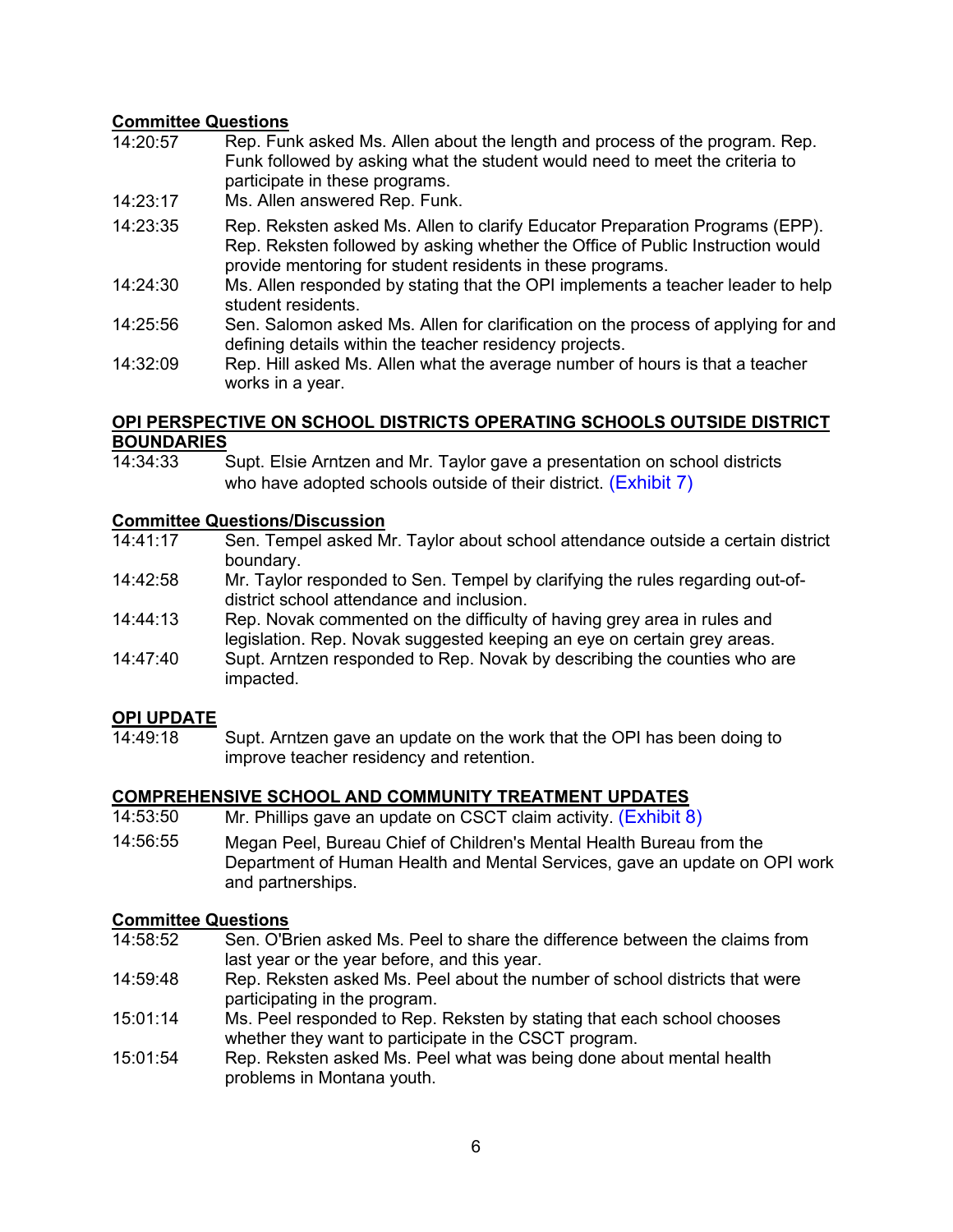**Committee Questions**

14:20:57 Rep. Funk asked Ms. Allen about the length and process of the program. Rep. Funk followed by asking what the student would need to meet the criteria to participate in these programs.

14:23:17 Ms. Allen answered Rep. Funk.

14:23:35 Rep. Reksten asked Ms. Allen to clarify Educator Preparation Programs (EPP). Rep. Reksten followed by asking whether the Office of Public Instruction would provide mentoring for student residents in these programs.

14:24:30 Ms. Allen responded by stating that the OPI implements a teacher leader to help student residents.

14:25:56 Sen. Salomon asked Ms. Allen for clarification on the process of applying for and defining details within the teacher residency projects.

14:32:09 Rep. Hill asked Ms. Allen what the average number of hours is that a teacher works in a year.

**OPI PERSPECTIVE ON SCHOOL DISTRICTS OPERATING SCHOOLS OUTSIDE DISTRICT BOUNDARIES**

14:34:33 Supt. Elsie Arntzen and Mr. Taylor gave a presentation on school districts who have adopted schools outside of their district. (Exhibit 7)

**Committee Questions/Discussion**

14:41:17 Sen. Tempel asked Mr. Taylor about school attendance outside a certain district boundary.

14:42:58 Mr. Taylor responded to Sen. Tempel by clarifying the rules regarding out-of-district school attendance and inclusion.

14:44:13 Rep. Novak commented on the difficulty of having grey area in rules and legislation. Rep. Novak suggested keeping an eye on certain grey areas.

14:47:40 Supt. Arntzen responded to Rep. Novak by describing the counties who are impacted.

**OPI UPDATE**

14:49:18 Supt. Arntzen gave an update on the work that the OPI has been doing to improve teacher residency and retention.

**COMPREHENSIVE SCHOOL AND COMMUNITY TREATMENT UPDATES**

14:53:50 Mr. Phillips gave an update on CSCT claim activity. (Exhibit 8)

14:56:55 Megan Peel, Bureau Chief of Children's Mental Health Bureau from the Department of Human Health and Mental Services, gave an update on OPI work and partnerships.

**Committee Questions**

14:58:52 Sen. O'Brien asked Ms. Peel to share the difference between the claims from last year or the year before, and this year.

14:59:48 Rep. Reksten asked Ms. Peel about the number of school districts that were participating in the program.

15:01:14 Ms. Peel responded to Rep. Reksten by stating that each school chooses whether they want to participate in the CSCT program.

15:01:54 Rep. Reksten asked Ms. Peel what was being done about mental health problems in Montana youth.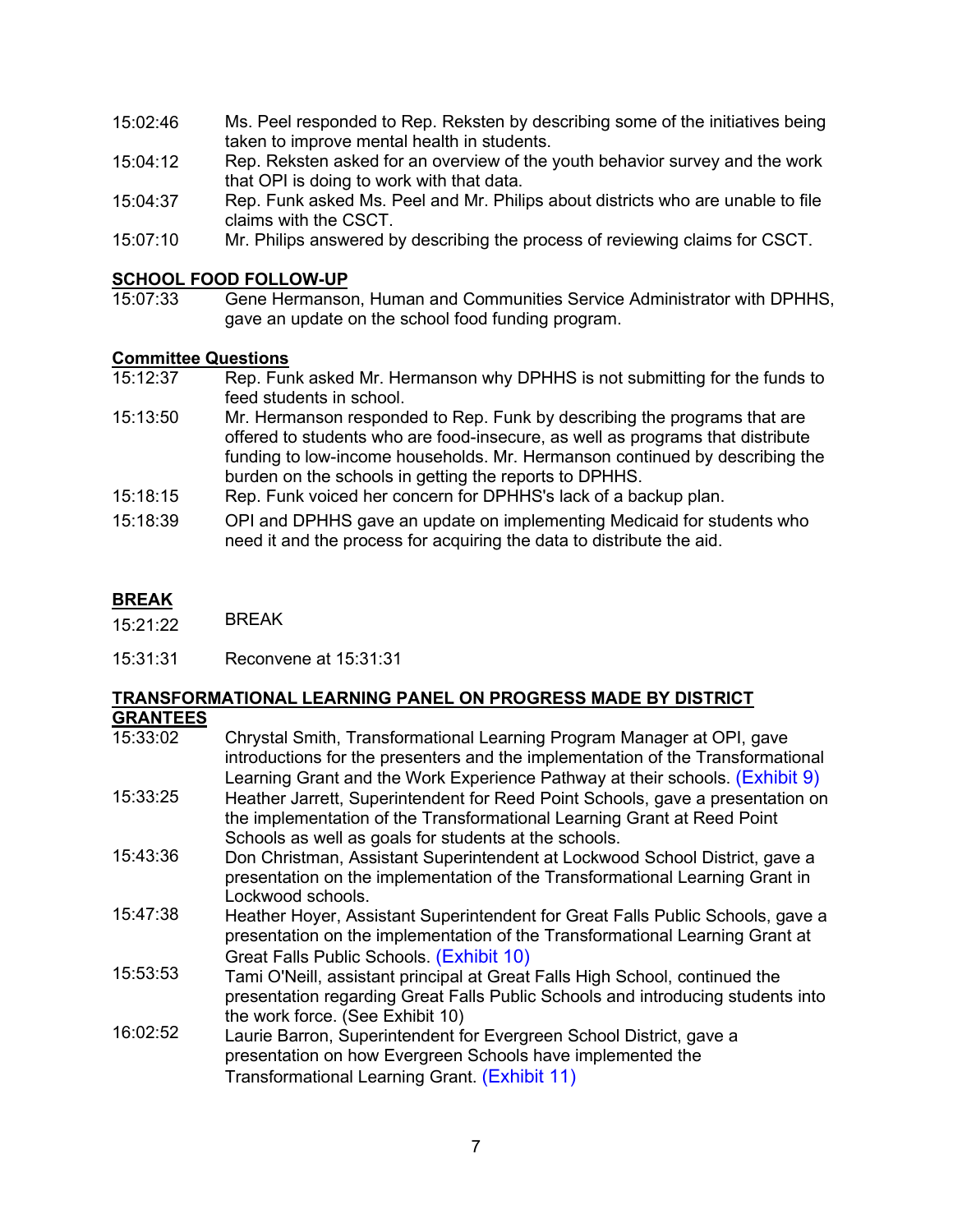15:02:46 Ms. Peel responded to Rep. Reksten by describing some of the initiatives being taken to improve mental health in students.

15:04:12 Rep. Reksten asked for an overview of the youth behavior survey and the work that OPI is doing to work with that data.

15:04:37 Rep. Funk asked Ms. Peel and Mr. Philips about districts who are unable to file claims with the CSCT.

15:07:10 Mr. Philips answered by describing the process of reviewing claims for CSCT.

## SCHOOL FOOD FOLLOW-UP

15:07:33 Gene Hermanson, Human and Communities Service Administrator with DPHHS, gave an update on the school food funding program.

### Committee Questions

15:12:37 Rep. Funk asked Mr. Hermanson why DPHHS is not submitting for the funds to feed students in school.

15:13:50 Mr. Hermanson responded to Rep. Funk by describing the programs that are offered to students who are food-insecure, as well as programs that distribute funding to low-income households. Mr. Hermanson continued by describing the burden on the schools in getting the reports to DPHHS.

15:18:15 Rep. Funk voiced her concern for DPHHS's lack of a backup plan.

15:18:39 OPI and DPHHS gave an update on implementing Medicaid for students who need it and the process for acquiring the data to distribute the aid.

## BREAK

15:21:22 BREAK

15:31:31 Reconvene at 15:31:31

## TRANSFORMATIONAL LEARNING PANEL ON PROGRESS MADE BY DISTRICT GRANTEES

15:33:02 Chrystal Smith, Transformational Learning Program Manager at OPI, gave introductions for the presenters and the implementation of the Transformational Learning Grant and the Work Experience Pathway at their schools. (Exhibit 9)

15:33:25 Heather Jarrett, Superintendent for Reed Point Schools, gave a presentation on the implementation of the Transformational Learning Grant at Reed Point Schools as well as goals for students at the schools.

15:43:36 Don Christman, Assistant Superintendent at Lockwood School District, gave a presentation on the implementation of the Transformational Learning Grant in Lockwood schools.

15:47:38 Heather Hoyer, Assistant Superintendent for Great Falls Public Schools, gave a presentation on the implementation of the Transformational Learning Grant at Great Falls Public Schools. (Exhibit 10)

15:53:53 Tami O'Neill, assistant principal at Great Falls High School, continued the presentation regarding Great Falls Public Schools and introducing students into the work force. (See Exhibit 10)

16:02:52 Laurie Barron, Superintendent for Evergreen School District, gave a presentation on how Evergreen Schools have implemented the Transformational Learning Grant. (Exhibit 11)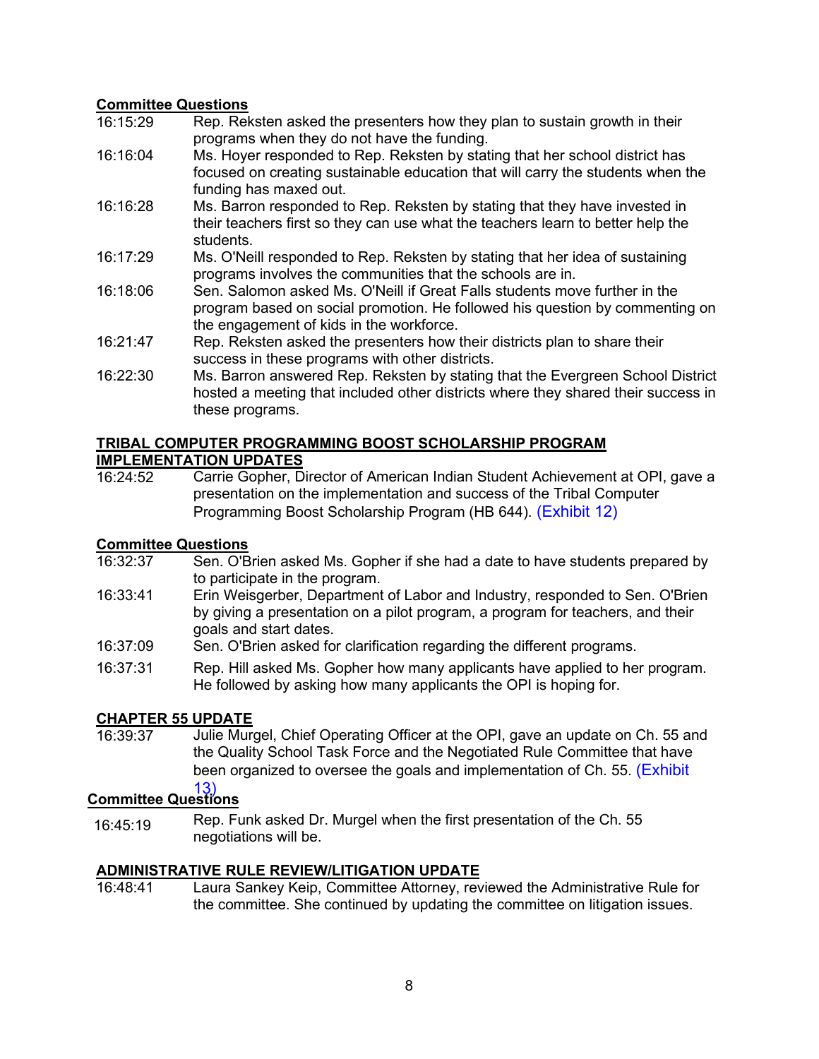**Committee Questions**

16:15:29 Rep. Reksten asked the presenters how they plan to sustain growth in their programs when they do not have the funding.

16:16:04 Ms. Hoyer responded to Rep. Reksten by stating that her school district has focused on creating sustainable education that will carry the students when the funding has maxed out.

16:16:28 Ms. Barron responded to Rep. Reksten by stating that they have invested in their teachers first so they can use what the teachers learn to better help the students.

16:17:29 Ms. O'Neill responded to Rep. Reksten by stating that her idea of sustaining programs involves the communities that the schools are in.

16:18:06 Sen. Salomon asked Ms. O'Neill if Great Falls students move further in the program based on social promotion. He followed his question by commenting on the engagement of kids in the workforce.

16:21:47 Rep. Reksten asked the presenters how their districts plan to share their success in these programs with other districts.

16:22:30 Ms. Barron answered Rep. Reksten by stating that the Evergreen School District hosted a meeting that included other districts where they shared their success in these programs.

**TRIBAL COMPUTER PROGRAMMING BOOST SCHOLARSHIP PROGRAM IMPLEMENTATION UPDATES**

16:24:52 Carrie Gopher, Director of American Indian Student Achievement at OPI, gave a presentation on the implementation and success of the Tribal Computer Programming Boost Scholarship Program (HB 644). (Exhibit 12)

**Committee Questions**

16:32:37 Sen. O'Brien asked Ms. Gopher if she had a date to have students prepared by to participate in the program.

16:33:41 Erin Weisgerber, Department of Labor and Industry, responded to Sen. O'Brien by giving a presentation on a pilot program, a program for teachers, and their goals and start dates.

16:37:09 Sen. O'Brien asked for clarification regarding the different programs.

16:37:31 Rep. Hill asked Ms. Gopher how many applicants have applied to her program. He followed by asking how many applicants the OPI is hoping for.

**CHAPTER 55 UPDATE**

16:39:37 Julie Murgel, Chief Operating Officer at the OPI, gave an update on Ch. 55 and the Quality School Task Force and the Negotiated Rule Committee that have been organized to oversee the goals and implementation of Ch. 55. (Exhibit 13)

**Committee Questions**

16:45:19 Rep. Funk asked Dr. Murgel when the first presentation of the Ch. 55 negotiations will be.

**ADMINISTRATIVE RULE REVIEW/LITIGATION UPDATE**

16:48:41 Laura Sankey Keip, Committee Attorney, reviewed the Administrative Rule for the committee. She continued by updating the committee on litigation issues.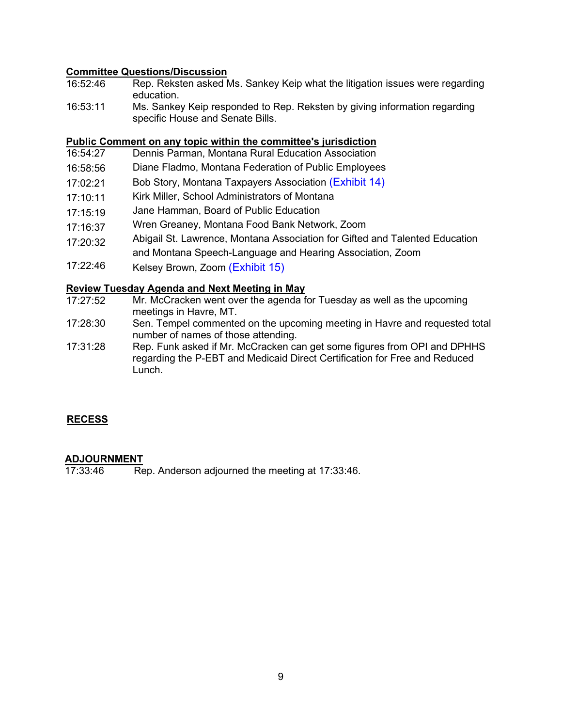**Committee Questions/Discussion**

| | |
|---|---|
| 16:52:46 | Rep. Reksten asked Ms. Sankey Keip what the litigation issues were regarding education. |
| 16:53:11 | Ms. Sankey Keip responded to Rep. Reksten by giving information regarding specific House and Senate Bills. |

**Public Comment on any topic within the committee's jurisdiction**

| | |
|---|---|
| 16:54:27 | Dennis Parman, Montana Rural Education Association |
| 16:58:56 | Diane Fladmo, Montana Federation of Public Employees |
| 17:02:21 | Bob Story, Montana Taxpayers Association (Exhibit 14) |
| 17:10:11 | Kirk Miller, School Administrators of Montana |
| 17:15:19 | Jane Hamman, Board of Public Education |
| 17:16:37 | Wren Greaney, Montana Food Bank Network, Zoom |
| 17:20:32 | Abigail St. Lawrence, Montana Association for Gifted and Talented Education and Montana Speech-Language and Hearing Association, Zoom |
| 17:22:46 | Kelsey Brown, Zoom (Exhibit 15) |

**Review Tuesday Agenda and Next Meeting in May**

| | |
|---|---|
| 17:27:52 | Mr. McCracken went over the agenda for Tuesday as well as the upcoming meetings in Havre, MT. |
| 17:28:30 | Sen. Tempel commented on the upcoming meeting in Havre and requested total number of names of those attending. |
| 17:31:28 | Rep. Funk asked if Mr. McCracken can get some figures from OPI and DPHHS regarding the P-EBT and Medicaid Direct Certification for Free and Reduced Lunch. |

**RECESS**

**ADJOURNMENT**

| | |
|---|---|
| 17:33:46 | Rep. Anderson adjourned the meeting at 17:33:46. |